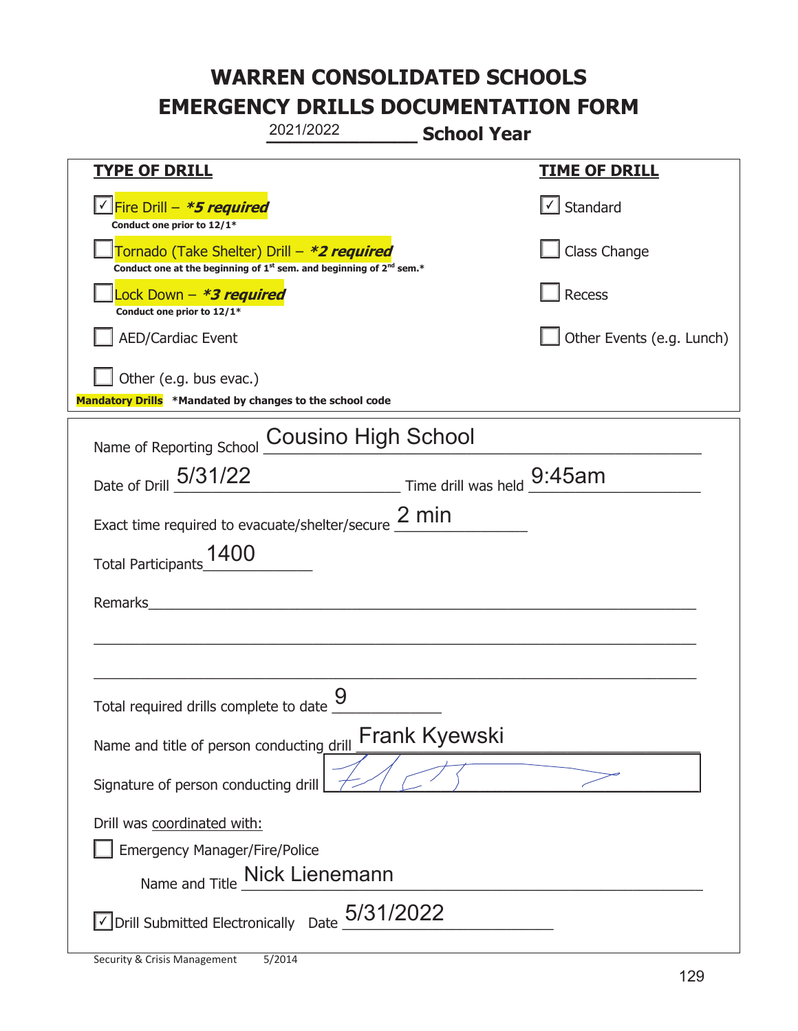# WARREN CONSOLIDATED SCHOOLS
# EMERGENCY DRILLS DOCUMENTATION FORM

2021/2022 **School Year**

| **TYPE OF DRILL** | **TIME OF DRILL** |
|---|---|
| ☑ Fire Drill – ***5 required*** <br> **Conduct one prior to 12/1*** | ☑ Standard |
| ☐ Tornado (Take Shelter) Drill – ***2 required*** <br> **Conduct one at the beginning of 1st sem. and beginning of 2nd sem.*** | ☐ Class Change |
| ☐ Lock Down – ***3 required*** <br> **Conduct one prior to 12/1*** | ☐ Recess |
| ☐ AED/Cardiac Event | ☐ Other Events (e.g. Lunch) |
| ☐ Other (e.g. bus evac.) | |

**Mandatory Drills** ***Mandated by changes to the school code**

Name of Reporting School: Cousino High School

Date of Drill: 5/31/22 Time drill was held: 9:45am

Exact time required to evacuate/shelter/secure: 2 min

Total Participants: 1400

Remarks: ______________________________

Total required drills complete to date: 9

Name and title of person conducting drill: Frank Kyewski

Signature of person conducting drill: [signature]

Drill was coordinated with:

☐ Emergency Manager/Fire/Police

Name and Title: Nick Lienemann

☑ Drill Submitted Electronically Date: 5/31/2022

Security & Crisis Management 5/2014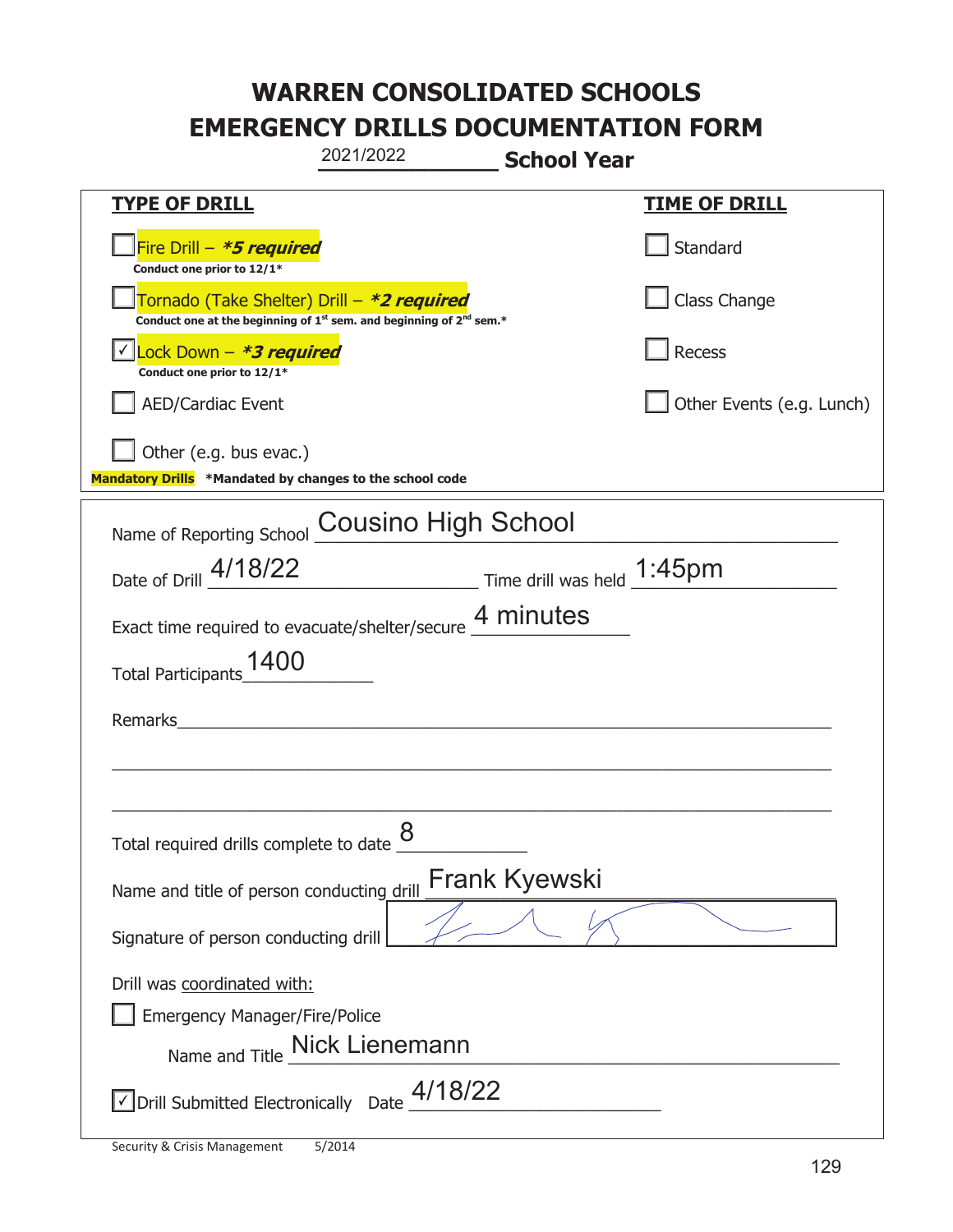# WARREN CONSOLIDATED SCHOOLS
# EMERGENCY DRILLS DOCUMENTATION FORM

2021/2022 **School Year**

| **TYPE OF DRILL** | **TIME OF DRILL** |
|---|---|
| ☐ Fire Drill – ***5 required*** <br> **Conduct one prior to 12/1*** | ☐ Standard |
| ☐ Tornado (Take Shelter) Drill – ***2 required*** <br> **Conduct one at the beginning of 1st sem. and beginning of 2nd sem.*** | ☐ Class Change |
| ☑ Lock Down – ***3 required*** <br> **Conduct one prior to 12/1*** | ☐ Recess |
| ☐ AED/Cardiac Event | ☐ Other Events (e.g. Lunch) |
| ☐ Other (e.g. bus evac.) | |

**Mandatory Drills** ***Mandated by changes to the school code**

Name of Reporting School: Cousino High School

Date of Drill: 4/18/22 Time drill was held: 1:45pm

Exact time required to evacuate/shelter/secure: 4 minutes

Total Participants: 1400

Remarks: ______________________________

Total required drills complete to date: 8

Name and title of person conducting drill: Frank Kyewski

Signature of person conducting drill: [signature]

Drill was coordinated with:

☐ Emergency Manager/Fire/Police

Name and Title: Nick Lienemann

☑ Drill Submitted Electronically Date: 4/18/22

Security & Crisis Management 5/2014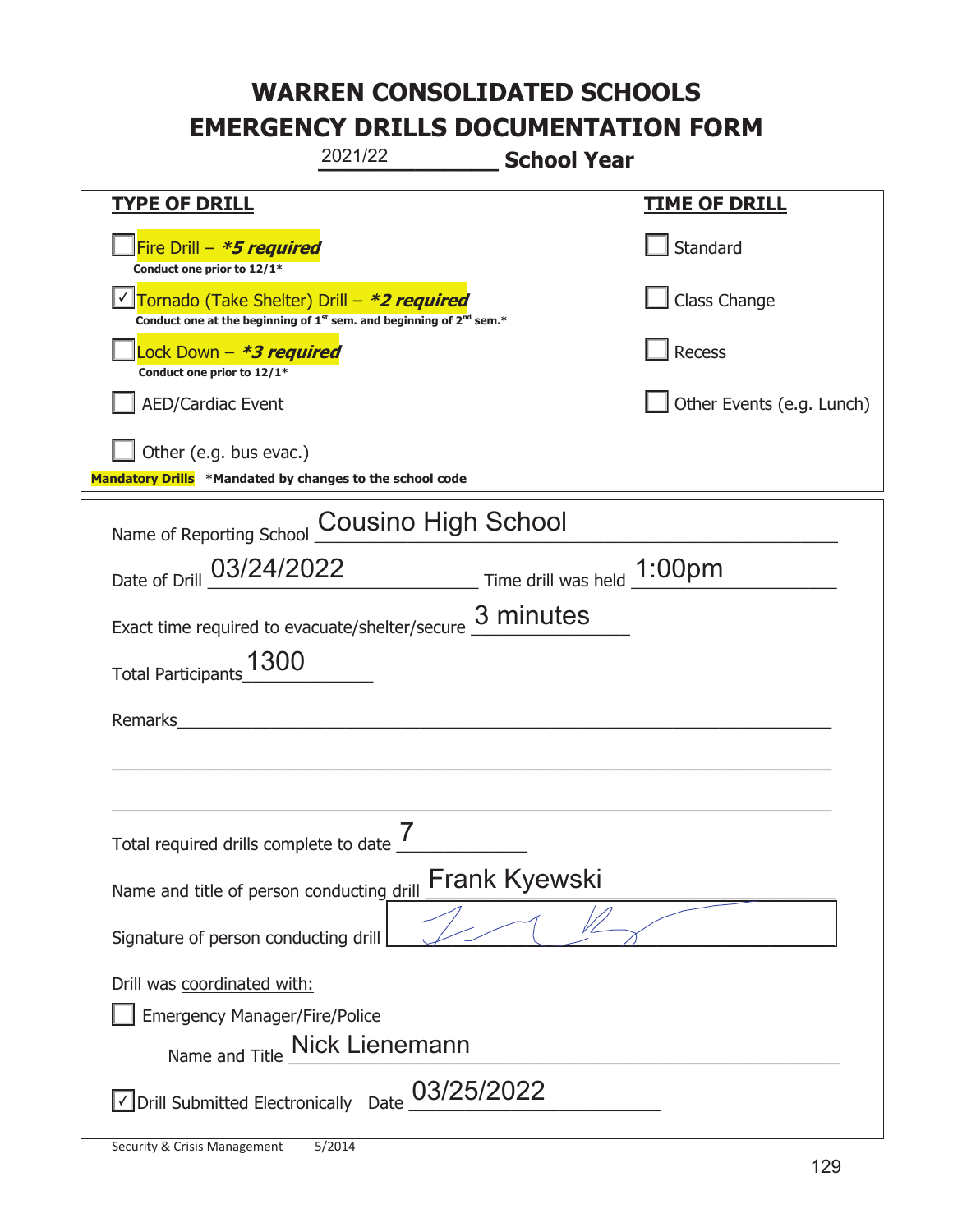# WARREN CONSOLIDATED SCHOOLS
# EMERGENCY DRILLS DOCUMENTATION FORM

2021/22 **School Year**

| **TYPE OF DRILL** | **TIME OF DRILL** |
|---|---|
| ☐ Fire Drill – ***5 required*** <br> **Conduct one prior to 12/1*** | ☐ Standard |
| ☑ Tornado (Take Shelter) Drill – ***2 required*** <br> **Conduct one at the beginning of 1st sem. and beginning of 2nd sem.*** | ☐ Class Change |
| ☐ Lock Down – ***3 required*** <br> **Conduct one prior to 12/1*** | ☐ Recess |
| ☐ AED/Cardiac Event | ☐ Other Events (e.g. Lunch) |
| ☐ Other (e.g. bus evac.) | |

**Mandatory Drills** ***Mandated by changes to the school code**

Name of Reporting School: Cousino High School

Date of Drill: 03/24/2022 Time drill was held: 1:00pm

Exact time required to evacuate/shelter/secure: 3 minutes

Total Participants: 1300

Remarks: ____________________

Total required drills complete to date: 7

Name and title of person conducting drill: Frank Kyewski

Signature of person conducting drill: [signature]

Drill was coordinated with:

☐ Emergency Manager/Fire/Police

Name and Title: Nick Lienemann

☑ Drill Submitted Electronically Date: 03/25/2022

Security & Crisis Management 5/2014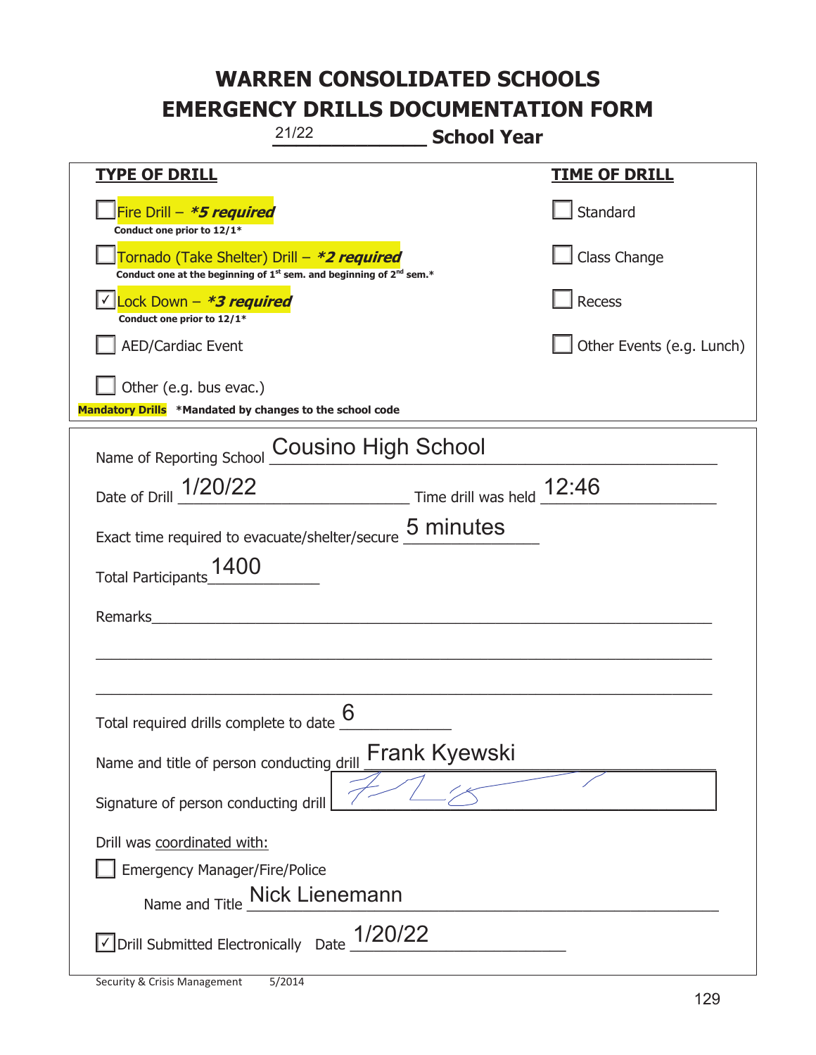# WARREN CONSOLIDATED SCHOOLS
# EMERGENCY DRILLS DOCUMENTATION FORM

21/22 **School Year**

| **TYPE OF DRILL** | **TIME OF DRILL** |
|---|---|
| ☐ Fire Drill – ***5 required*** <br> **Conduct one prior to 12/1*** | ☐ Standard |
| ☐ Tornado (Take Shelter) Drill – ***2 required*** <br> **Conduct one at the beginning of 1st sem. and beginning of 2nd sem.*** | ☐ Class Change |
| ☑ Lock Down – ***3 required*** <br> **Conduct one prior to 12/1*** | ☐ Recess |
| ☐ AED/Cardiac Event | ☐ Other Events (e.g. Lunch) |
| ☐ Other (e.g. bus evac.) | |

**Mandatory Drills** **\*Mandated by changes to the school code**

Name of Reporting School: Cousino High School

Date of Drill: 1/20/22 Time drill was held: 12:46

Exact time required to evacuate/shelter/secure: 5 minutes

Total Participants: 1400

Remarks: ______________________________

Total required drills complete to date: 6

Name and title of person conducting drill: Frank Kyewski

Signature of person conducting drill: [signature]

Drill was coordinated with:

☐ Emergency Manager/Fire/Police

Name and Title: Nick Lienemann

☑ Drill Submitted Electronically Date: 1/20/22

Security & Crisis Management 5/2014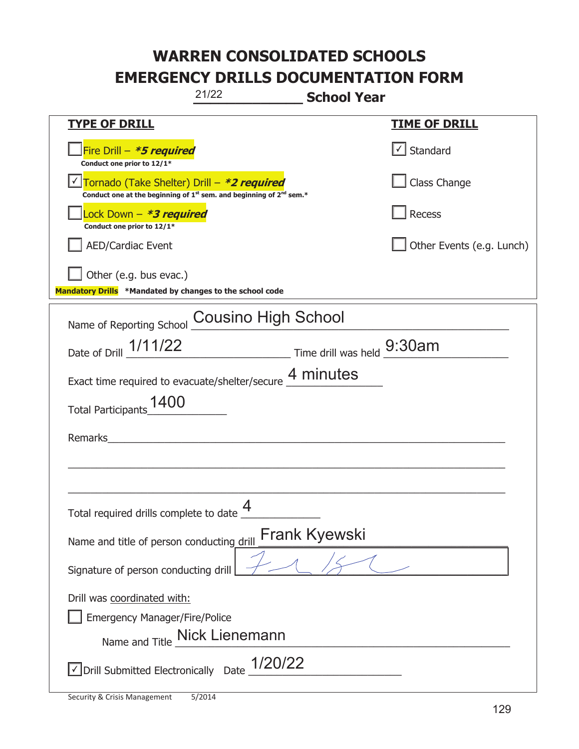# WARREN CONSOLIDATED SCHOOLS
# EMERGENCY DRILLS DOCUMENTATION FORM

21/22 **School Year**

| **TYPE OF DRILL** | **TIME OF DRILL** |
|---|---|
| ☐ Fire Drill – ***5 required*** <br> **Conduct one prior to 12/1*** | ☑ Standard |
| ☑ Tornado (Take Shelter) Drill – ***2 required*** <br> **Conduct one at the beginning of 1st sem. and beginning of 2nd sem.*** | ☐ Class Change |
| ☐ Lock Down – ***3 required*** <br> **Conduct one prior to 12/1*** | ☐ Recess |
| ☐ AED/Cardiac Event | ☐ Other Events (e.g. Lunch) |
| ☐ Other (e.g. bus evac.) | |

**Mandatory Drills** ***Mandated by changes to the school code**

Name of Reporting School: Cousino High School

Date of Drill: 1/11/22 Time drill was held: 9:30am

Exact time required to evacuate/shelter/secure: 4 minutes

Total Participants: 1400

Remarks: ______________________________

Total required drills complete to date: 4

Name and title of person conducting drill: Frank Kyewski

Signature of person conducting drill: [signature]

Drill was coordinated with:

☐ Emergency Manager/Fire/Police

Name and Title: Nick Lienemann

☑ Drill Submitted Electronically Date: 1/20/22

Security & Crisis Management 5/2014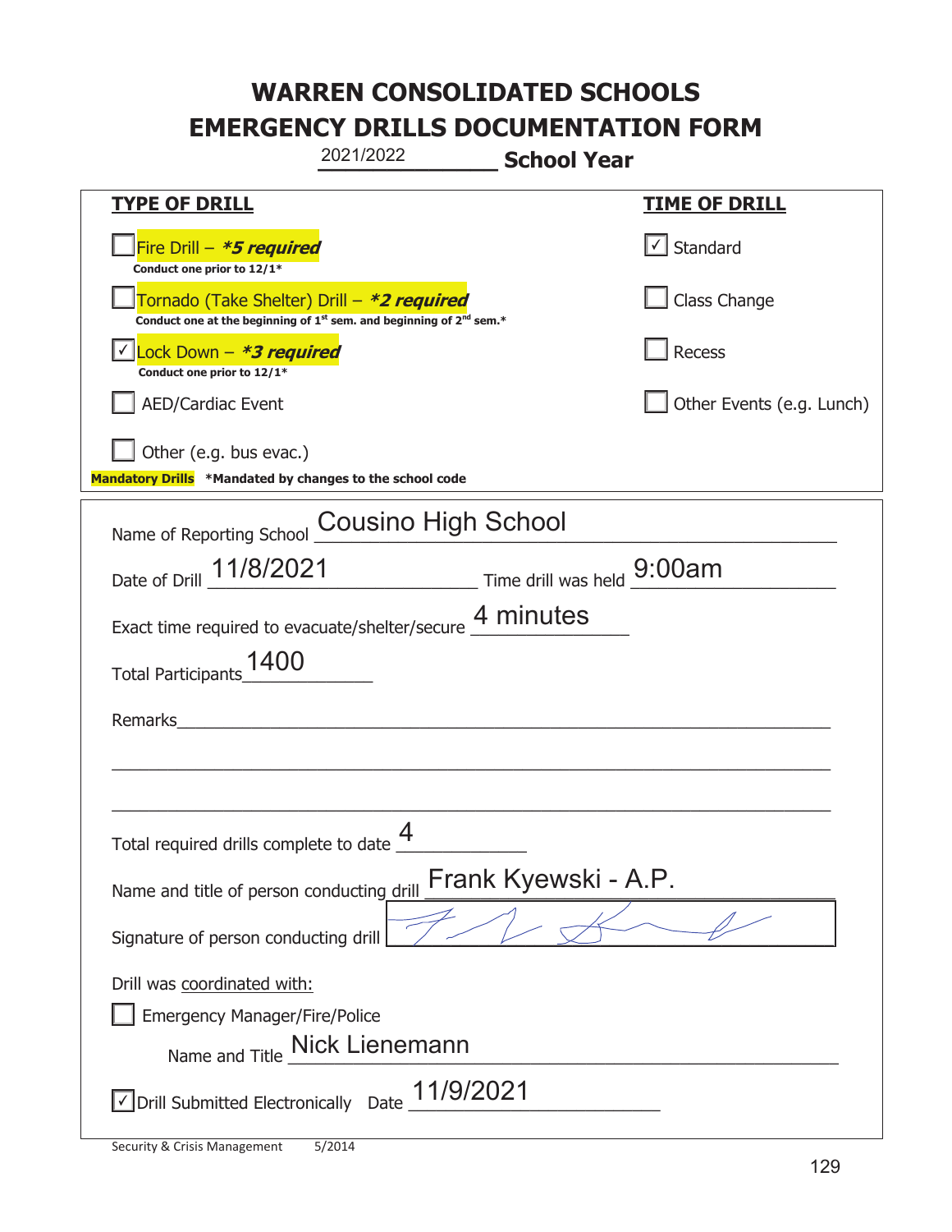# WARREN CONSOLIDATED SCHOOLS
# EMERGENCY DRILLS DOCUMENTATION FORM

2021/2022 **School Year**

| **TYPE OF DRILL** | **TIME OF DRILL** |
|---|---|
| ☐ Fire Drill – ***5 required*** <br> **Conduct one prior to 12/1*** | ☑ Standard |
| ☐ Tornado (Take Shelter) Drill – ***2 required*** <br> **Conduct one at the beginning of 1st sem. and beginning of 2nd sem.*** | ☐ Class Change |
| ☑ Lock Down – ***3 required*** <br> **Conduct one prior to 12/1*** | ☐ Recess |
| ☐ AED/Cardiac Event | ☐ Other Events (e.g. Lunch) |
| ☐ Other (e.g. bus evac.) | |

**Mandatory Drills** **\*Mandated by changes to the school code**

Name of Reporting School: Cousino High School

Date of Drill: 11/8/2021 Time drill was held: 9:00am

Exact time required to evacuate/shelter/secure: 4 minutes

Total Participants: 1400

Remarks: ___

Total required drills complete to date: 4

Name and title of person conducting drill: Frank Kyewski - A.P.

Signature of person conducting drill: [signature]

Drill was coordinated with:

☐ Emergency Manager/Fire/Police

Name and Title: Nick Lienemann

☑ Drill Submitted Electronically Date: 11/9/2021

Security & Crisis Management 5/2014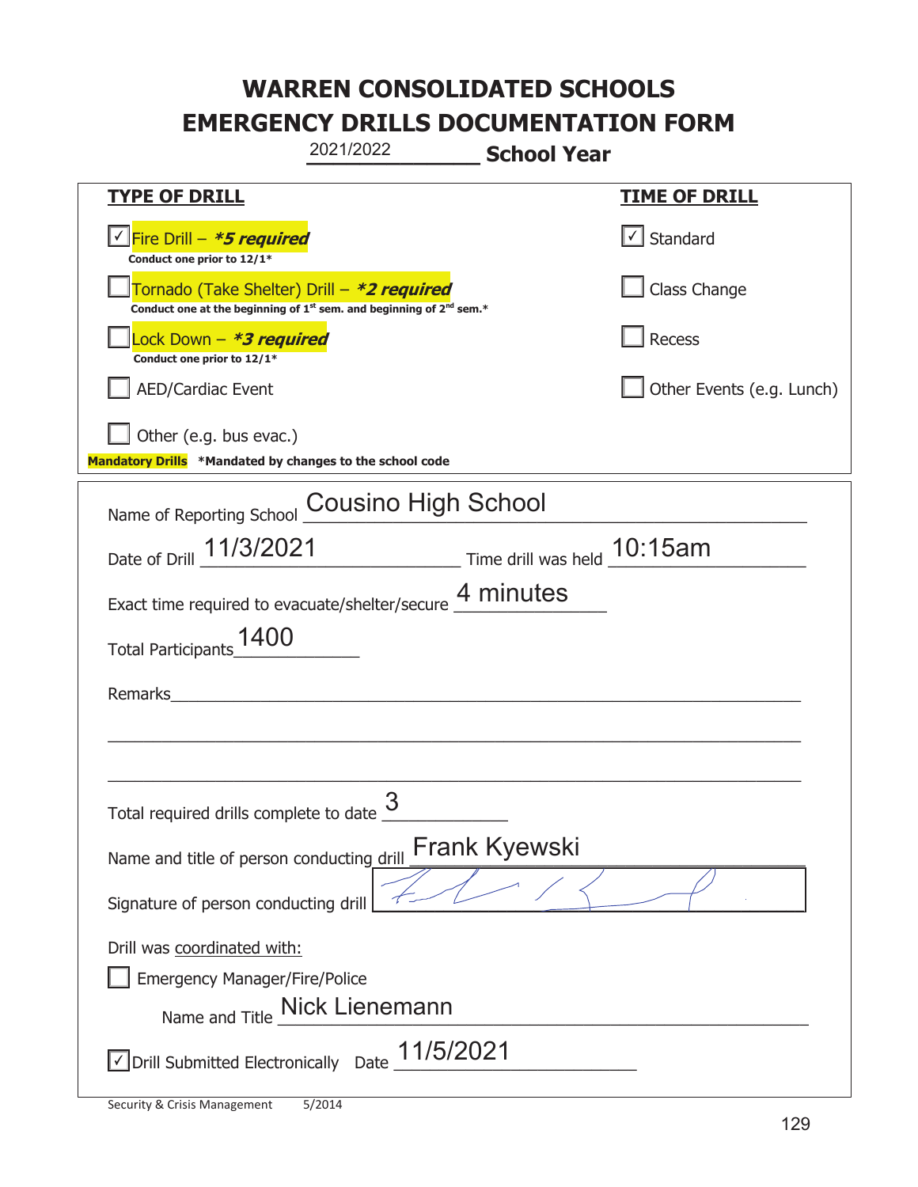# WARREN CONSOLIDATED SCHOOLS
# EMERGENCY DRILLS DOCUMENTATION FORM

2021/2022 **School Year**

| TYPE OF DRILL | TIME OF DRILL |
|---|---|
| ☑ Fire Drill – ***5 required*** <br> **Conduct one prior to 12/1*** | ☑ Standard |
| ☐ Tornado (Take Shelter) Drill – ***2 required*** <br> **Conduct one at the beginning of 1st sem. and beginning of 2nd sem.*** | ☐ Class Change |
| ☐ Lock Down – ***3 required*** <br> **Conduct one prior to 12/1*** | ☐ Recess |
| ☐ AED/Cardiac Event | ☐ Other Events (e.g. Lunch) |
| ☐ Other (e.g. bus evac.) | |

**Mandatory Drills** ***Mandated by changes to the school code**

Name of Reporting School: Cousino High School

Date of Drill: 11/3/2021 Time drill was held: 10:15am

Exact time required to evacuate/shelter/secure: 4 minutes

Total Participants: 1400

Remarks:

Total required drills complete to date: 3

Name and title of person conducting drill: Frank Kyewski

Signature of person conducting drill: [signature]

Drill was coordinated with:

☐ Emergency Manager/Fire/Police

Name and Title: Nick Lienemann

☑ Drill Submitted Electronically Date: 11/5/2021

Security & Crisis Management 5/2014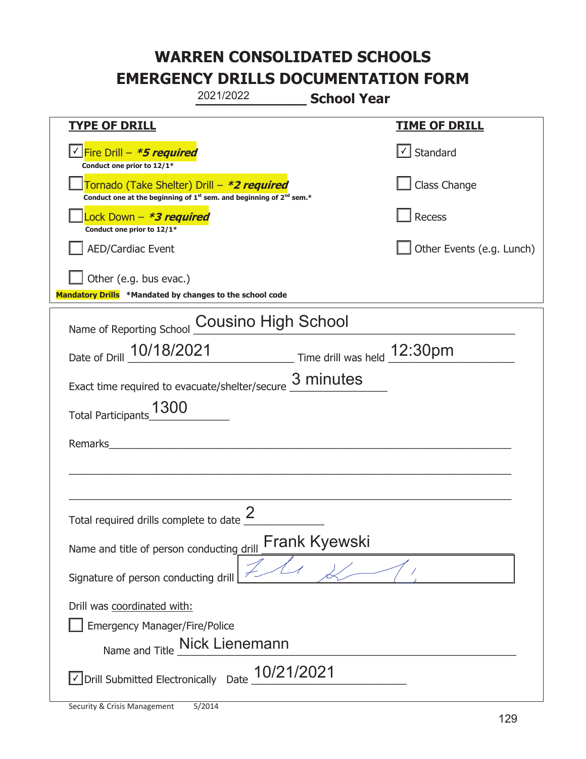# WARREN CONSOLIDATED SCHOOLS
# EMERGENCY DRILLS DOCUMENTATION FORM

2021/2022 **School Year**

| **TYPE OF DRILL** | **TIME OF DRILL** |
|---|---|
| ☑ Fire Drill – ***5 required*** <br> **Conduct one prior to 12/1*** | ☑ Standard |
| ☐ Tornado (Take Shelter) Drill – ***2 required*** <br> **Conduct one at the beginning of 1st sem. and beginning of 2nd sem.*** | ☐ Class Change |
| ☐ Lock Down – ***3 required*** <br> **Conduct one prior to 12/1*** | ☐ Recess |
| ☐ AED/Cardiac Event | ☐ Other Events (e.g. Lunch) |
| ☐ Other (e.g. bus evac.) | |

**Mandatory Drills** ***Mandated by changes to the school code**

Name of Reporting School: Cousino High School

Date of Drill: 10/18/2021  Time drill was held: 12:30pm

Exact time required to evacuate/shelter/secure: 3 minutes

Total Participants: 1300

Remarks: ______________________________________________

Total required drills complete to date: 2

Name and title of person conducting drill: Frank Kyewski

Signature of person conducting drill: [signature]

Drill was coordinated with:

☐ Emergency Manager/Fire/Police

Name and Title: Nick Lienemann

☑ Drill Submitted Electronically  Date: 10/21/2021

Security & Crisis Management 5/2014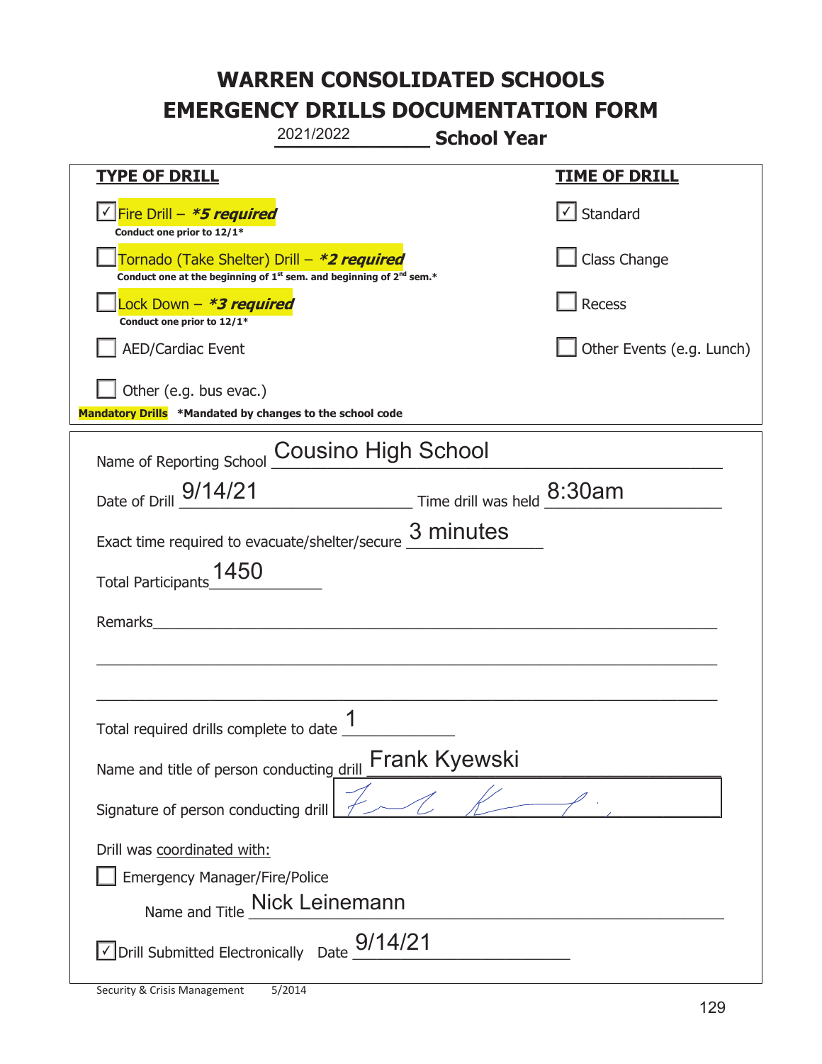# WARREN CONSOLIDATED SCHOOLS
# EMERGENCY DRILLS DOCUMENTATION FORM

2021/2022 **School Year**

| **TYPE OF DRILL** | **TIME OF DRILL** |
|---|---|
| ☑ Fire Drill – ***5 required*** <br> **Conduct one prior to 12/1*** | ☑ Standard |
| ☐ Tornado (Take Shelter) Drill – ***2 required*** <br> **Conduct one at the beginning of 1st sem. and beginning of 2nd sem.*** | ☐ Class Change |
| ☐ Lock Down – ***3 required*** <br> **Conduct one prior to 12/1*** | ☐ Recess |
| ☐ AED/Cardiac Event | ☐ Other Events (e.g. Lunch) |
| ☐ Other (e.g. bus evac.) | |

**Mandatory Drills** **\*Mandated by changes to the school code**

Name of Reporting School: Cousino High School

Date of Drill: 9/14/21 Time drill was held: 8:30am

Exact time required to evacuate/shelter/secure: 3 minutes

Total Participants: 1450

Remarks: ______________________

Total required drills complete to date: 1

Name and title of person conducting drill: Frank Kyewski

Signature of person conducting drill: [signature]

Drill was coordinated with:

☐ Emergency Manager/Fire/Police

Name and Title: Nick Leinemann

☑ Drill Submitted Electronically Date: 9/14/21

Security & Crisis Management 5/2014